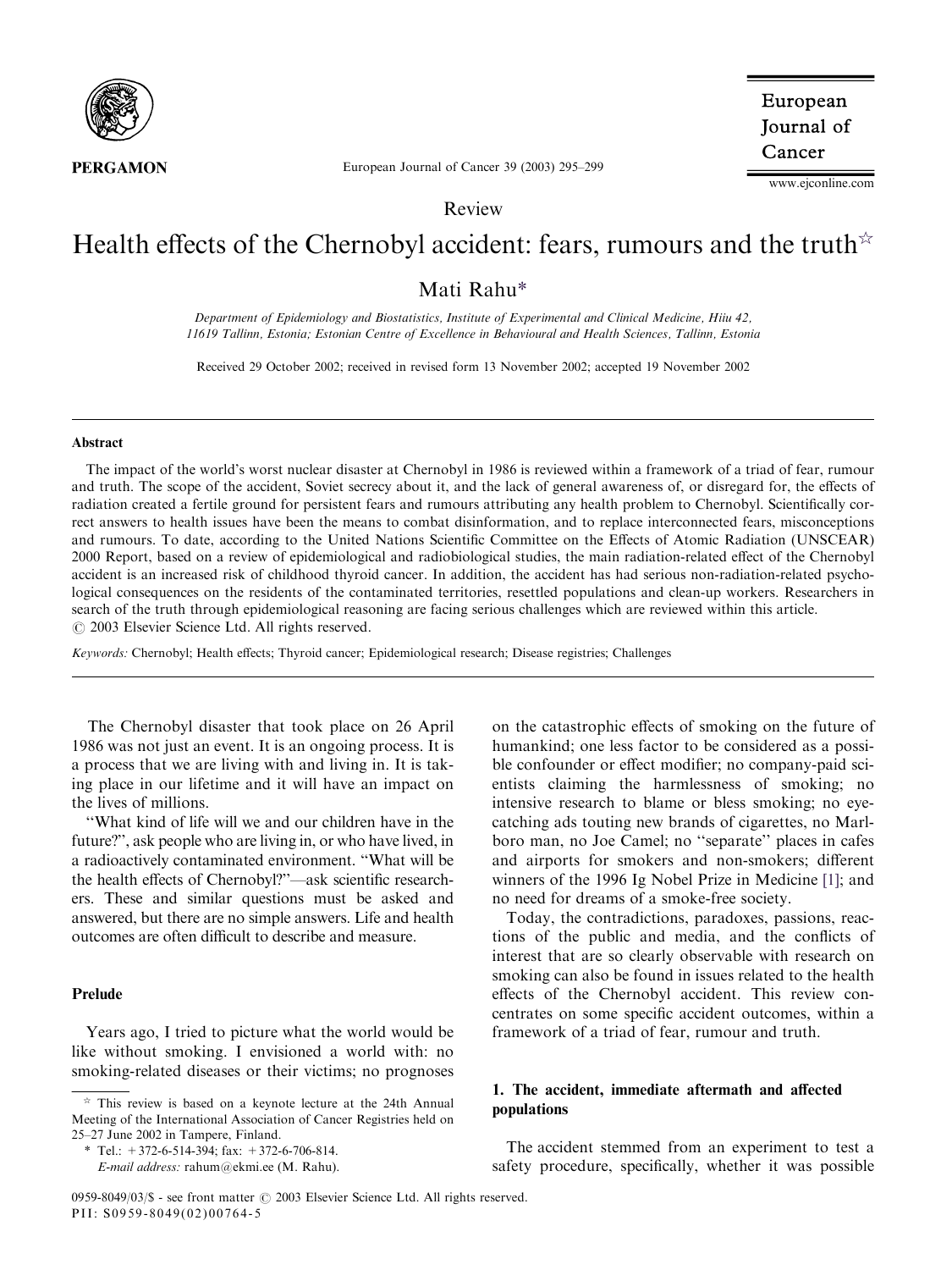Review

# Health effects of the Chernobyl accident: fears, rumours and the truth☆

Mati Rahu*

*Department of Epidemiology and Biostatistics, Institute of Experimental and Clinical Medicine, Hiiu 42, 11619 Tallinn, Estonia; Estonian Centre of Excellence in Behavioural and Health Sciences, Tallinn, Estonia*

Received 29 October 2002; received in revised form 13 November 2002; accepted 19 November 2002

## Abstract

The impact of the world's worst nuclear disaster at Chernobyl in 1986 is reviewed within a framework of a triad of fear, rumour and truth. The scope of the accident, Soviet secrecy about it, and the lack of general awareness of, or disregard for, the effects of radiation created a fertile ground for persistent fears and rumours attributing any health problem to Chernobyl. Scientifically correct answers to health issues have been the means to combat disinformation, and to replace interconnected fears, misconceptions and rumours. To date, according to the United Nations Scientific Committee on the Effects of Atomic Radiation (UNSCEAR) 2000 Report, based on a review of epidemiological and radiobiological studies, the main radiation-related effect of the Chernobyl accident is an increased risk of childhood thyroid cancer. In addition, the accident has had serious non-radiation-related psychological consequences on the residents of the contaminated territories, resettled populations and clean-up workers. Researchers in search of the truth through epidemiological reasoning are facing serious challenges which are reviewed within this article.
© 2003 Elsevier Science Ltd. All rights reserved.

*Keywords:* Chernobyl; Health effects; Thyroid cancer; Epidemiological research; Disease registries; Challenges

The Chernobyl disaster that took place on 26 April 1986 was not just an event. It is an ongoing process. It is a process that we are living with and living in. It is taking place in our lifetime and it will have an impact on the lives of millions.

"What kind of life will we and our children have in the future?", ask people who are living in, or who have lived, in a radioactively contaminated environment. "What will be the health effects of Chernobyl?"—ask scientific researchers. These and similar questions must be asked and answered, but there are no simple answers. Life and health outcomes are often difficult to describe and measure.

## Prelude

Years ago, I tried to picture what the world would be like without smoking. I envisioned a world with: no smoking-related diseases or their victims; no prognoses on the catastrophic effects of smoking on the future of humankind; one less factor to be considered as a possible confounder or effect modifier; no company-paid scientists claiming the harmlessness of smoking; no intensive research to blame or bless smoking; no eye-catching ads touting new brands of cigarettes, no Marlboro man, no Joe Camel; no "separate" places in cafes and airports for smokers and non-smokers; different winners of the 1996 Ig Nobel Prize in Medicine [1]; and no need for dreams of a smoke-free society.

Today, the contradictions, paradoxes, passions, reactions of the public and media, and the conflicts of interest that are so clearly observable with research on smoking can also be found in issues related to the health effects of the Chernobyl accident. This review concentrates on some specific accident outcomes, within a framework of a triad of fear, rumour and truth.

## 1. The accident, immediate aftermath and affected populations

The accident stemmed from an experiment to test a safety procedure, specifically, whether it was possible

☆ This review is based on a keynote lecture at the 24th Annual Meeting of the International Association of Cancer Registries held on 25–27 June 2002 in Tampere, Finland.

\* Tel.: +372-6-514-394; fax: +372-6-706-814.
*E-mail address:* rahum@ekmi.ee (M. Rahu).

0959-8049/03/$ - see front matter © 2003 Elsevier Science Ltd. All rights reserved.
PII: S0959-8049(02)00764-5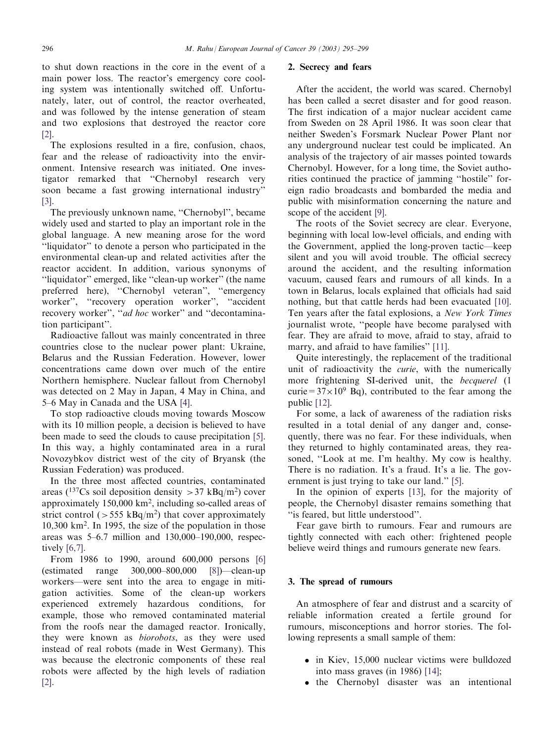to shut down reactions in the core in the event of a main power loss. The reactor's emergency core cooling system was intentionally switched off. Unfortunately, later, out of control, the reactor overheated, and was followed by the intense generation of steam and two explosions that destroyed the reactor core [2].

The explosions resulted in a fire, confusion, chaos, fear and the release of radioactivity into the environment. Intensive research was initiated. One investigator remarked that "Chernobyl research very soon became a fast growing international industry" [3].

The previously unknown name, "Chernobyl", became widely used and started to play an important role in the global language. A new meaning arose for the word "liquidator" to denote a person who participated in the environmental clean-up and related activities after the reactor accident. In addition, various synonyms of "liquidator" emerged, like "clean-up worker" (the name preferred here), "Chernobyl veteran", "emergency worker", "recovery operation worker", "accident recovery worker", "*ad hoc* worker" and "decontamination participant".

Radioactive fallout was mainly concentrated in three countries close to the nuclear power plant: Ukraine, Belarus and the Russian Federation. However, lower concentrations came down over much of the entire Northern hemisphere. Nuclear fallout from Chernobyl was detected on 2 May in Japan, 4 May in China, and 5–6 May in Canada and the USA [4].

To stop radioactive clouds moving towards Moscow with its 10 million people, a decision is believed to have been made to seed the clouds to cause precipitation [5]. In this way, a highly contaminated area in a rural Novozybkov district west of the city of Bryansk (the Russian Federation) was produced.

In the three most affected countries, contaminated areas ($^{137}$Cs soil deposition density $>37$ kBq/m$^2$) cover approximately 150,000 km$^2$, including so-called areas of strict control ($>555$ kBq/m$^2$) that cover approximately 10,300 km$^2$. In 1995, the size of the population in those areas was 5–6.7 million and 130,000–190,000, respectively [6,7].

From 1986 to 1990, around 600,000 persons [6] (estimated range 300,000–800,000 [8])—clean-up workers—were sent into the area to engage in mitigation activities. Some of the clean-up workers experienced extremely hazardous conditions, for example, those who removed contaminated material from the roofs near the damaged reactor. Ironically, they were known as *biorobots*, as they were used instead of real robots (made in West Germany). This was because the electronic components of these real robots were affected by the high levels of radiation [2].

## 2. Secrecy and fears

After the accident, the world was scared. Chernobyl has been called a secret disaster and for good reason. The first indication of a major nuclear accident came from Sweden on 28 April 1986. It was soon clear that neither Sweden's Forsmark Nuclear Power Plant nor any underground nuclear test could be implicated. An analysis of the trajectory of air masses pointed towards Chernobyl. However, for a long time, the Soviet authorities continued the practice of jamming "hostile" foreign radio broadcasts and bombarded the media and public with misinformation concerning the nature and scope of the accident [9].

The roots of the Soviet secrecy are clear. Everyone, beginning with local low-level officials, and ending with the Government, applied the long-proven tactic—keep silent and you will avoid trouble. The official secrecy around the accident, and the resulting information vacuum, caused fears and rumours of all kinds. In a town in Belarus, locals explained that officials had said nothing, but that cattle herds had been evacuated [10]. Ten years after the fatal explosions, a *New York Times* journalist wrote, "people have become paralysed with fear. They are afraid to move, afraid to stay, afraid to marry, and afraid to have families" [11].

Quite interestingly, the replacement of the traditional unit of radioactivity the *curie*, with the numerically more frightening SI-derived unit, the *becquerel* (1 curie $=37\times10^9$ Bq), contributed to the fear among the public [12].

For some, a lack of awareness of the radiation risks resulted in a total denial of any danger and, consequently, there was no fear. For these individuals, when they returned to highly contaminated areas, they reasoned, "Look at me. I'm healthy. My cow is healthy. There is no radiation. It's a fraud. It's a lie. The government is just trying to take our land." [5].

In the opinion of experts [13], for the majority of people, the Chernobyl disaster remains something that "is feared, but little understood".

Fear gave birth to rumours. Fear and rumours are tightly connected with each other: frightened people believe weird things and rumours generate new fears.

## 3. The spread of rumours

An atmosphere of fear and distrust and a scarcity of reliable information created a fertile ground for rumours, misconceptions and horror stories. The following represents a small sample of them:

- in Kiev, 15,000 nuclear victims were bulldozed into mass graves (in 1986) [14];
- the Chernobyl disaster was an intentional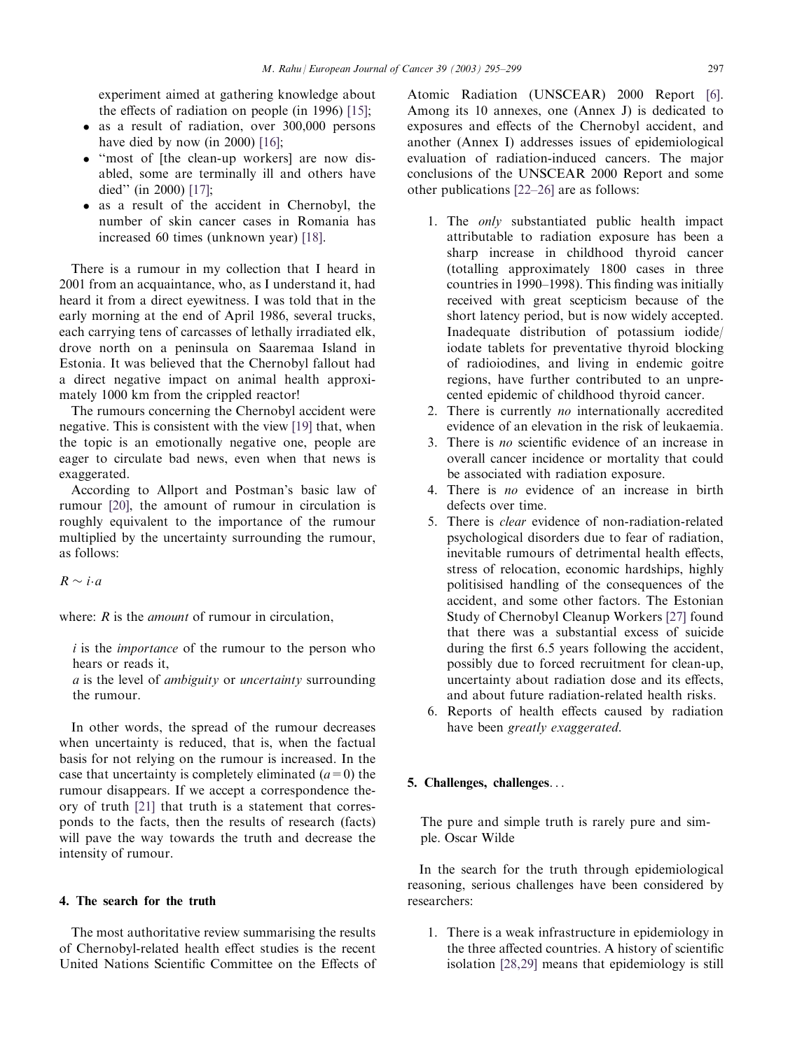experiment aimed at gathering knowledge about the effects of radiation on people (in 1996) [15];

- as a result of radiation, over 300,000 persons have died by now (in 2000) [16];
- "most of [the clean-up workers] are now disabled, some are terminally ill and others have died" (in 2000) [17];
- as a result of the accident in Chernobyl, the number of skin cancer cases in Romania has increased 60 times (unknown year) [18].

There is a rumour in my collection that I heard in 2001 from an acquaintance, who, as I understand it, had heard it from a direct eyewitness. I was told that in the early morning at the end of April 1986, several trucks, each carrying tens of carcasses of lethally irradiated elk, drove north on a peninsula on Saaremaa Island in Estonia. It was believed that the Chernobyl fallout had a direct negative impact on animal health approximately 1000 km from the crippled reactor!

The rumours concerning the Chernobyl accident were negative. This is consistent with the view [19] that, when the topic is an emotionally negative one, people are eager to circulate bad news, even when that news is exaggerated.

According to Allport and Postman's basic law of rumour [20], the amount of rumour in circulation is roughly equivalent to the importance of the rumour multiplied by the uncertainty surrounding the rumour, as follows:

$$R \sim i \cdot a$$

where: $R$ is the *amount* of rumour in circulation,

$i$ is the *importance* of the rumour to the person who hears or reads it,
$a$ is the level of *ambiguity* or *uncertainty* surrounding the rumour.

In other words, the spread of the rumour decreases when uncertainty is reduced, that is, when the factual basis for not relying on the rumour is increased. In the case that uncertainty is completely eliminated ($a = 0$) the rumour disappears. If we accept a correspondence theory of truth [21] that truth is a statement that corresponds to the facts, then the results of research (facts) will pave the way towards the truth and decrease the intensity of rumour.

## 4. The search for the truth

The most authoritative review summarising the results of Chernobyl-related health effect studies is the recent United Nations Scientific Committee on the Effects of Atomic Radiation (UNSCEAR) 2000 Report [6]. Among its 10 annexes, one (Annex J) is dedicated to exposures and effects of the Chernobyl accident, and another (Annex I) addresses issues of epidemiological evaluation of radiation-induced cancers. The major conclusions of the UNSCEAR 2000 Report and some other publications [22–26] are as follows:

1. The *only* substantiated public health impact attributable to radiation exposure has been a sharp increase in childhood thyroid cancer (totalling approximately 1800 cases in three countries in 1990–1998). This finding was initially received with great scepticism because of the short latency period, but is now widely accepted. Inadequate distribution of potassium iodide/iodate tablets for preventative thyroid blocking of radioiodines, and living in endemic goitre regions, have further contributed to an unprecented epidemic of childhood thyroid cancer.
2. There is currently *no* internationally accredited evidence of an elevation in the risk of leukaemia.
3. There is *no* scientific evidence of an increase in overall cancer incidence or mortality that could be associated with radiation exposure.
4. There is *no* evidence of an increase in birth defects over time.
5. There is *clear* evidence of non-radiation-related psychological disorders due to fear of radiation, inevitable rumours of detrimental health effects, stress of relocation, economic hardships, highly politisised handling of the consequences of the accident, and some other factors. The Estonian Study of Chernobyl Cleanup Workers [27] found that there was a substantial excess of suicide during the first 6.5 years following the accident, possibly due to forced recruitment for clean-up, uncertainty about radiation dose and its effects, and about future radiation-related health risks.
6. Reports of health effects caused by radiation have been *greatly exaggerated.*

## 5. Challenges, challenges...

> The pure and simple truth is rarely pure and simple. Oscar Wilde

In the search for the truth through epidemiological reasoning, serious challenges have been considered by researchers:

1. There is a weak infrastructure in epidemiology in the three affected countries. A history of scientific isolation [28,29] means that epidemiology is still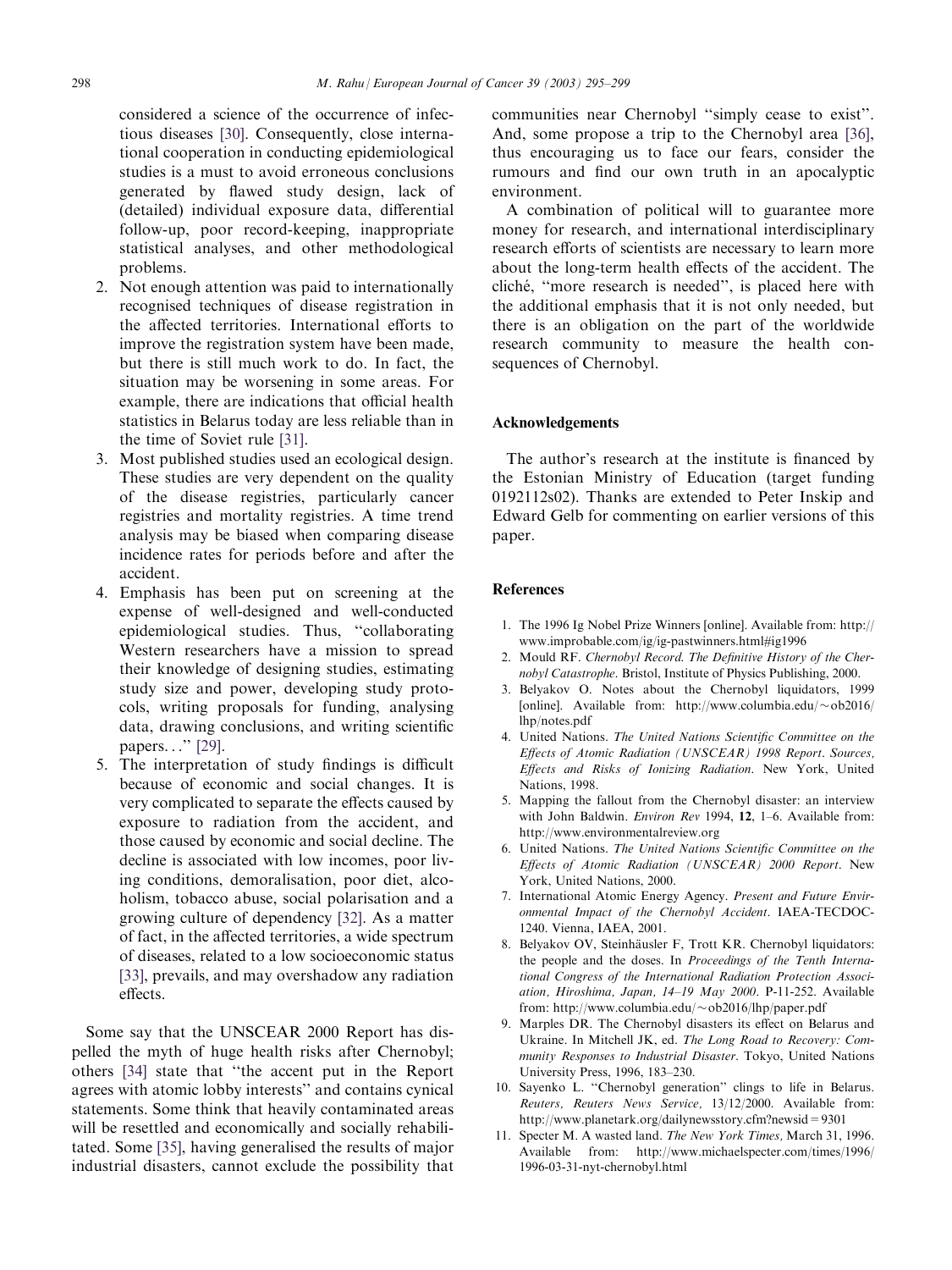considered a science of the occurrence of infectious diseases [30]. Consequently, close international cooperation in conducting epidemiological studies is a must to avoid erroneous conclusions generated by flawed study design, lack of (detailed) individual exposure data, differential follow-up, poor record-keeping, inappropriate statistical analyses, and other methodological problems.

2. Not enough attention was paid to internationally recognised techniques of disease registration in the affected territories. International efforts to improve the registration system have been made, but there is still much work to do. In fact, the situation may be worsening in some areas. For example, there are indications that official health statistics in Belarus today are less reliable than in the time of Soviet rule [31].
3. Most published studies used an ecological design. These studies are very dependent on the quality of the disease registries, particularly cancer registries and mortality registries. A time trend analysis may be biased when comparing disease incidence rates for periods before and after the accident.
4. Emphasis has been put on screening at the expense of well-designed and well-conducted epidemiological studies. Thus, "collaborating Western researchers have a mission to spread their knowledge of designing studies, estimating study size and power, developing study protocols, writing proposals for funding, analysing data, drawing conclusions, and writing scientific papers..." [29].
5. The interpretation of study findings is difficult because of economic and social changes. It is very complicated to separate the effects caused by exposure to radiation from the accident, and those caused by economic and social decline. The decline is associated with low incomes, poor living conditions, demoralisation, poor diet, alcoholism, tobacco abuse, social polarisation and a growing culture of dependency [32]. As a matter of fact, in the affected territories, a wide spectrum of diseases, related to a low socioeconomic status [33], prevails, and may overshadow any radiation effects.

Some say that the UNSCEAR 2000 Report has dispelled the myth of huge health risks after Chernobyl; others [34] state that "the accent put in the Report agrees with atomic lobby interests" and contains cynical statements. Some think that heavily contaminated areas will be resettled and economically and socially rehabilitated. Some [35], having generalised the results of major industrial disasters, cannot exclude the possibility that communities near Chernobyl "simply cease to exist". And, some propose a trip to the Chernobyl area [36], thus encouraging us to face our fears, consider the rumours and find our own truth in an apocalyptic environment.

A combination of political will to guarantee more money for research, and international interdisciplinary research efforts of scientists are necessary to learn more about the long-term health effects of the accident. The cliché, "more research is needed", is placed here with the additional emphasis that it is not only needed, but there is an obligation on the part of the worldwide research community to measure the health consequences of Chernobyl.

## Acknowledgements

The author's research at the institute is financed by the Estonian Ministry of Education (target funding 0192112s02). Thanks are extended to Peter Inskip and Edward Gelb for commenting on earlier versions of this paper.

## References

1. The 1996 Ig Nobel Prize Winners [online]. Available from: http://www.improbable.com/ig/ig-pastwinners.html#ig1996
2. Mould RF. *Chernobyl Record. The Definitive History of the Chernobyl Catastrophe*. Bristol, Institute of Physics Publishing, 2000.
3. Belyakov O. Notes about the Chernobyl liquidators, 1999 [online]. Available from: http://www.columbia.edu/~ob2016/lhp/notes.pdf
4. United Nations. *The United Nations Scientific Committee on the Effects of Atomic Radiation (UNSCEAR) 1998 Report. Sources, Effects and Risks of Ionizing Radiation*. New York, United Nations, 1998.
5. Mapping the fallout from the Chernobyl disaster: an interview with John Baldwin. *Environ Rev* 1994, **12**, 1–6. Available from: http://www.environmentalreview.org
6. United Nations. *The United Nations Scientific Committee on the Effects of Atomic Radiation (UNSCEAR) 2000 Report*. New York, United Nations, 2000.
7. International Atomic Energy Agency. *Present and Future Environmental Impact of the Chernobyl Accident*. IAEA-TECDOC-1240. Vienna, IAEA, 2001.
8. Belyakov OV, Steinhäusler F, Trott KR. Chernobyl liquidators: the people and the doses. In *Proceedings of the Tenth International Congress of the International Radiation Protection Association, Hiroshima, Japan, 14–19 May 2000*. P-11-252. Available from: http://www.columbia.edu/~ob2016/lhp/paper.pdf
9. Marples DR. The Chernobyl disasters its effect on Belarus and Ukraine. In Mitchell JK, ed. *The Long Road to Recovery: Community Responses to Industrial Disaster*. Tokyo, United Nations University Press, 1996, 183–230.
10. Sayenko L. "Chernobyl generation" clings to life in Belarus. *Reuters, Reuters News Service,* 13/12/2000. Available from: http://www.planetark.org/dailynewsstory.cfm?newsid = 9301
11. Specter M. A wasted land. *The New York Times,* March 31, 1996. Available from: http://www.michaelspecter.com/times/1996/1996-03-31-nyt-chernobyl.html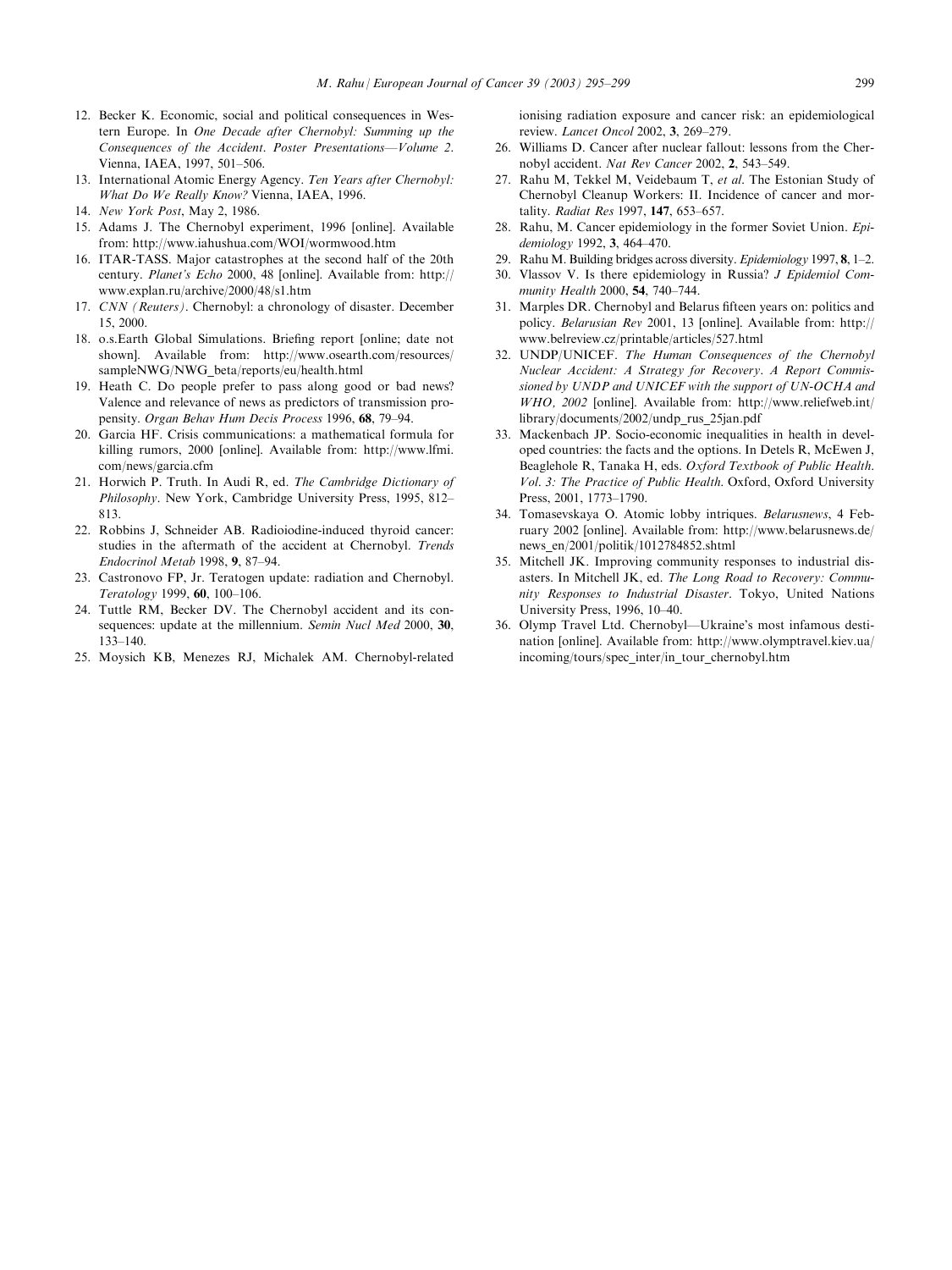12. Becker K. Economic, social and political consequences in Western Europe. In *One Decade after Chernobyl: Summing up the Consequences of the Accident. Poster Presentations—Volume 2*. Vienna, IAEA, 1997, 501–506.
13. International Atomic Energy Agency. *Ten Years after Chernobyl: What Do We Really Know?* Vienna, IAEA, 1996.
14. *New York Post*, May 2, 1986.
15. Adams J. The Chernobyl experiment, 1996 [online]. Available from: http://www.iahushua.com/WOI/wormwood.htm
16. ITAR-TASS. Major catastrophes at the second half of the 20th century. *Planet's Echo* 2000, 48 [online]. Available from: http://www.explan.ru/archive/2000/48/s1.htm
17. *CNN (Reuters)*. Chernobyl: a chronology of disaster. December 15, 2000.
18. o.s.Earth Global Simulations. Briefing report [online; date not shown]. Available from: http://www.osearth.com/resources/sampleNWG/NWG_beta/reports/eu/health.html
19. Heath C. Do people prefer to pass along good or bad news? Valence and relevance of news as predictors of transmission propensity. *Organ Behav Hum Decis Process* 1996, **68**, 79–94.
20. Garcia HF. Crisis communications: a mathematical formula for killing rumors, 2000 [online]. Available from: http://www.lfmi.com/news/garcia.cfm
21. Horwich P. Truth. In Audi R, ed. *The Cambridge Dictionary of Philosophy*. New York, Cambridge University Press, 1995, 812–813.
22. Robbins J, Schneider AB. Radioiodine-induced thyroid cancer: studies in the aftermath of the accident at Chernobyl. *Trends Endocrinol Metab* 1998, **9**, 87–94.
23. Castronovo FP, Jr. Teratogen update: radiation and Chernobyl. *Teratology* 1999, **60**, 100–106.
24. Tuttle RM, Becker DV. The Chernobyl accident and its consequences: update at the millennium. *Semin Nucl Med* 2000, **30**, 133–140.
25. Moysich KB, Menezes RJ, Michalek AM. Chernobyl-related ionising radiation exposure and cancer risk: an epidemiological review. *Lancet Oncol* 2002, **3**, 269–279.
26. Williams D. Cancer after nuclear fallout: lessons from the Chernobyl accident. *Nat Rev Cancer* 2002, **2**, 543–549.
27. Rahu M, Tekkel M, Veidebaum T, *et al*. The Estonian Study of Chernobyl Cleanup Workers: II. Incidence of cancer and mortality. *Radiat Res* 1997, **147**, 653–657.
28. Rahu, M. Cancer epidemiology in the former Soviet Union. *Epidemiology* 1992, **3**, 464–470.
29. Rahu M. Building bridges across diversity. *Epidemiology* 1997, **8**, 1–2.
30. Vlassov V. Is there epidemiology in Russia? *J Epidemiol Community Health* 2000, **54**, 740–744.
31. Marples DR. Chernobyl and Belarus fifteen years on: politics and policy. *Belarusian Rev* 2001, 13 [online]. Available from: http://www.belreview.cz/printable/articles/527.html
32. UNDP/UNICEF. *The Human Consequences of the Chernobyl Nuclear Accident: A Strategy for Recovery. A Report Commissioned by UNDP and UNICEF with the support of UN-OCHA and WHO, 2002* [online]. Available from: http://www.reliefweb.int/library/documents/2002/undp_rus_25jan.pdf
33. Mackenbach JP. Socio-economic inequalities in health in developed countries: the facts and the options. In Detels R, McEwen J, Beaglehole R, Tanaka H, eds. *Oxford Textbook of Public Health. Vol. 3: The Practice of Public Health*. Oxford, Oxford University Press, 2001, 1773–1790.
34. Tomasevskaya O. Atomic lobby intriques. *Belarusnews*, 4 February 2002 [online]. Available from: http://www.belarusnews.de/news_en/2001/politik/1012784852.shtml
35. Mitchell JK. Improving community responses to industrial disasters. In Mitchell JK, ed. *The Long Road to Recovery: Community Responses to Industrial Disaster*. Tokyo, United Nations University Press, 1996, 10–40.
36. Olymp Travel Ltd. Chernobyl—Ukraine's most infamous destination [online]. Available from: http://www.olymptravel.kiev.ua/incoming/tours/spec_inter/in_tour_chernobyl.htm